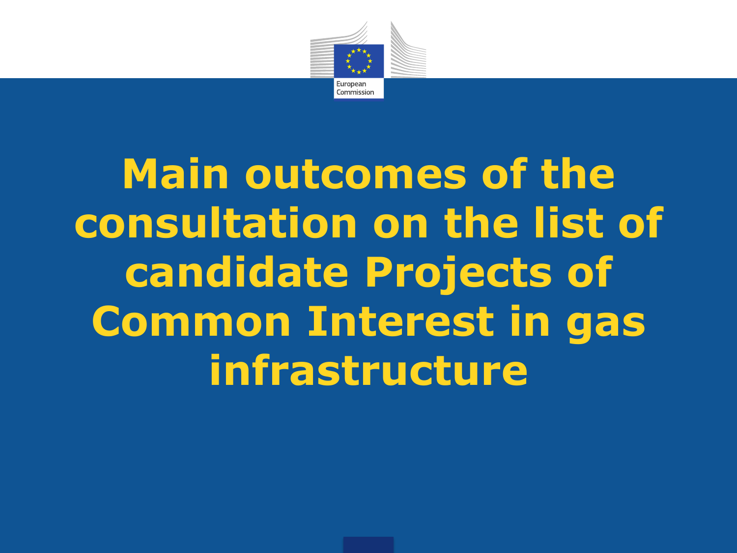# Main outcomes of the consultation on the list of candidate Projects of Common Interest in gas infrastructure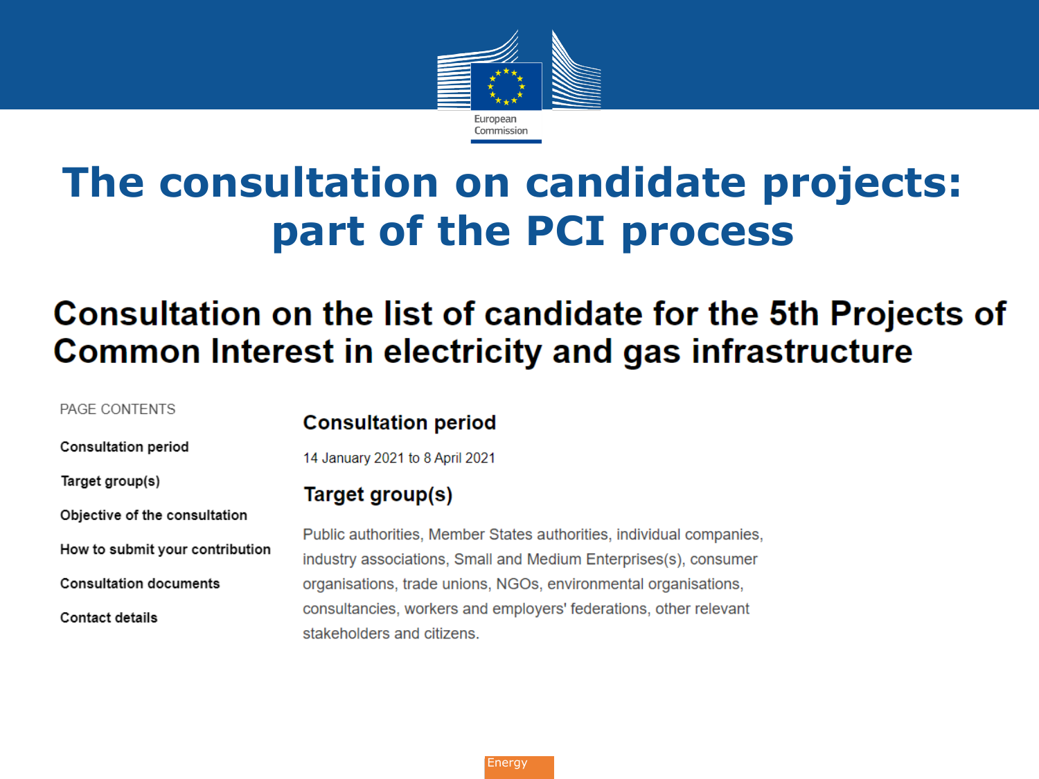# The consultation on candidate projects: part of the PCI process

## Consultation on the list of candidate for the 5th Projects of Common Interest in electricity and gas infrastructure

PAGE CONTENTS

- **Consultation period**
- **Target group(s)**
- **Objective of the consultation**
- **How to submit your contribution**
- **Consultation documents**
- **Contact details**

### Consultation period

14 January 2021 to 8 April 2021

### Target group(s)

Public authorities, Member States authorities, individual companies, industry associations, Small and Medium Enterprises(s), consumer organisations, trade unions, NGOs, environmental organisations, consultancies, workers and employers' federations, other relevant stakeholders and citizens.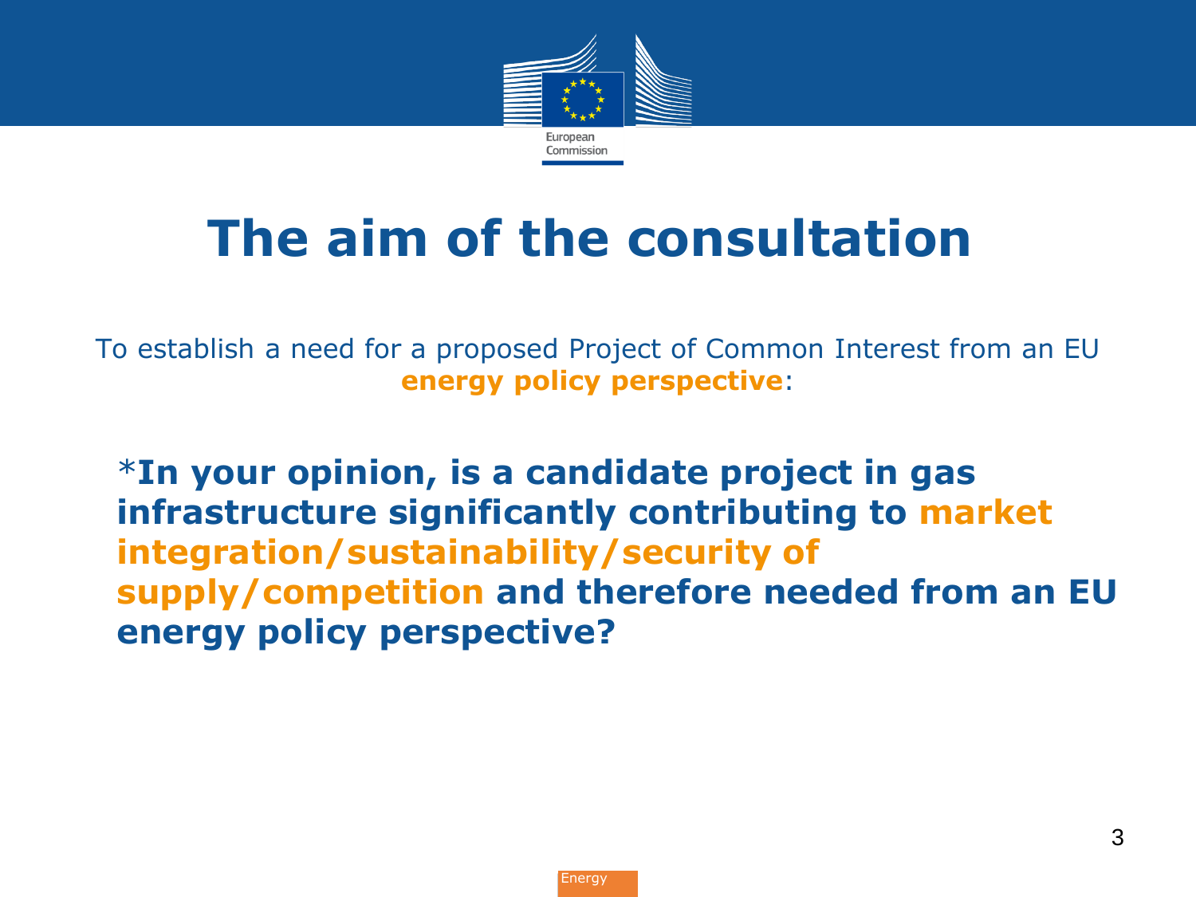# The aim of the consultation

To establish a need for a proposed Project of Common Interest from an EU **energy policy perspective**:

*__In your opinion, is a candidate project in gas infrastructure significantly contributing to market integration/sustainability/security of supply/competition and therefore needed from an EU energy policy perspective?__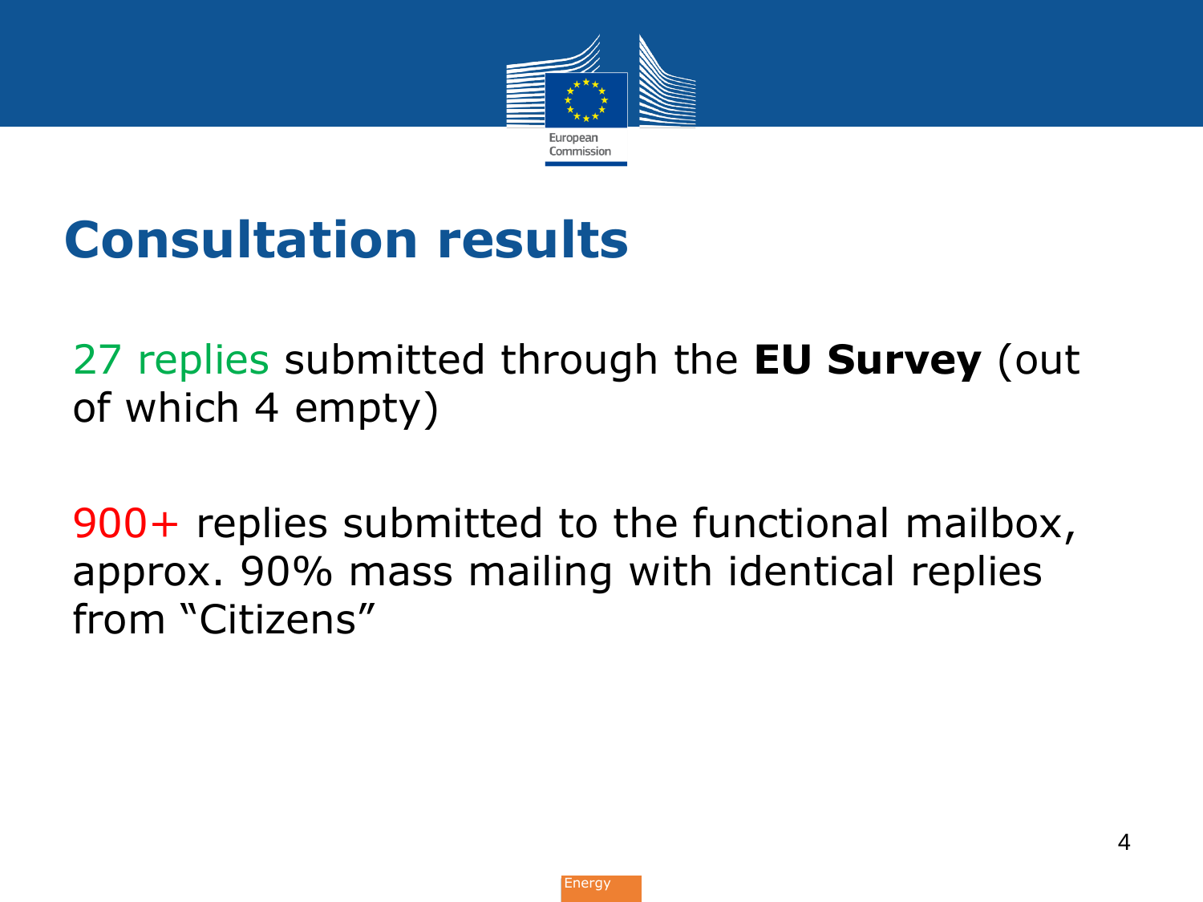# Consultation results

27 replies submitted through the **EU Survey** (out of which 4 empty)

900+ replies submitted to the functional mailbox, approx. 90% mass mailing with identical replies from “Citizens”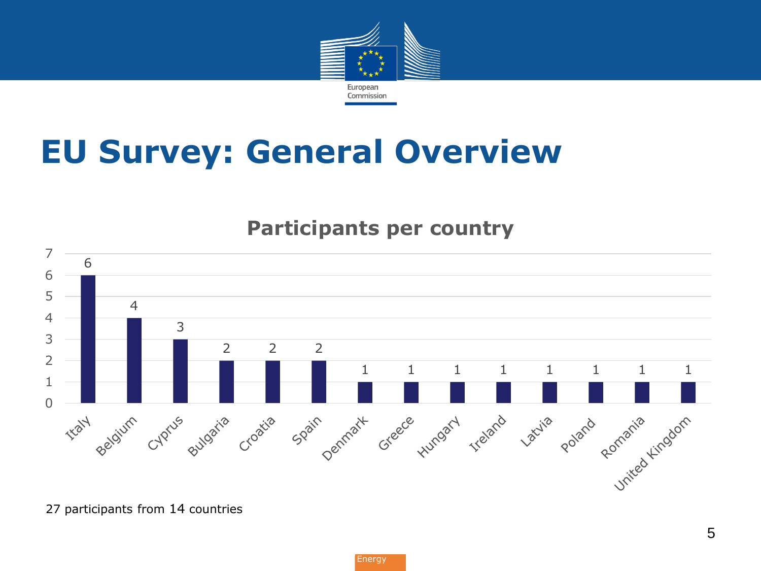# EU Survey: General Overview

**Participants per country**

| Country | Participants |
|---|---|
| Italy | 6 |
| Belgium | 4 |
| Cyprus | 3 |
| Bulgaria | 2 |
| Croatia | 2 |
| Spain | 2 |
| Denmark | 1 |
| Greece | 1 |
| Hungary | 1 |
| Ireland | 1 |
| Latvia | 1 |
| Poland | 1 |
| Romania | 1 |
| United Kingdom | 1 |

27 participants from 14 countries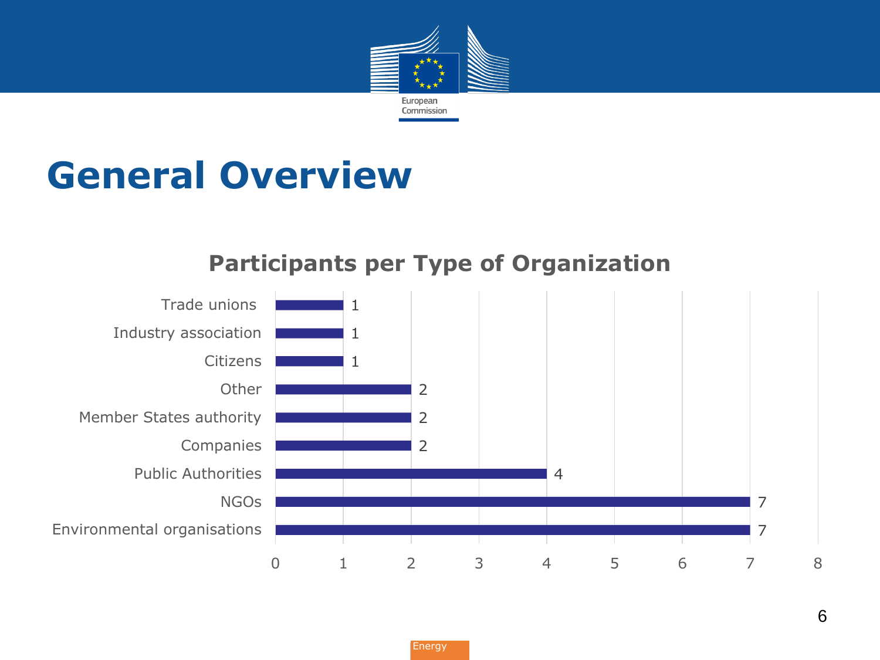# General Overview

## Participants per Type of Organization

| Type of Organization | Participants |
| --- | --- |
| Trade unions | 1 |
| Industry association | 1 |
| Citizens | 1 |
| Other | 2 |
| Member States authority | 2 |
| Companies | 2 |
| Public Authorities | 4 |
| NGOs | 7 |
| Environmental organisations | 7 |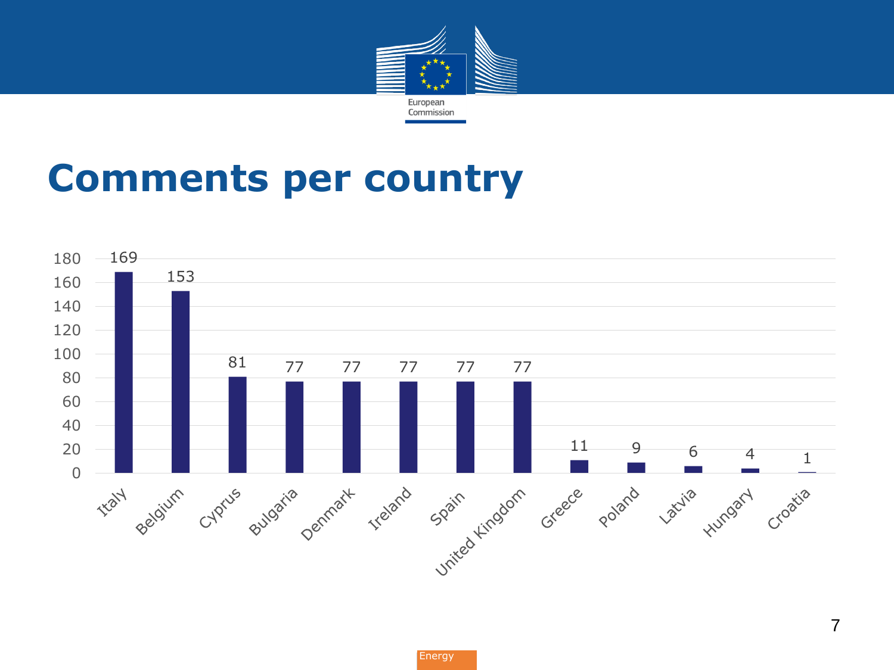# Comments per country

| Country | Comments |
|---|---|
| Italy | 169 |
| Belgium | 153 |
| Cyprus | 81 |
| Bulgaria | 77 |
| Denmark | 77 |
| Ireland | 77 |
| Spain | 77 |
| United Kingdom | 77 |
| Greece | 11 |
| Poland | 9 |
| Latvia | 6 |
| Hungary | 4 |
| Croatia | 1 |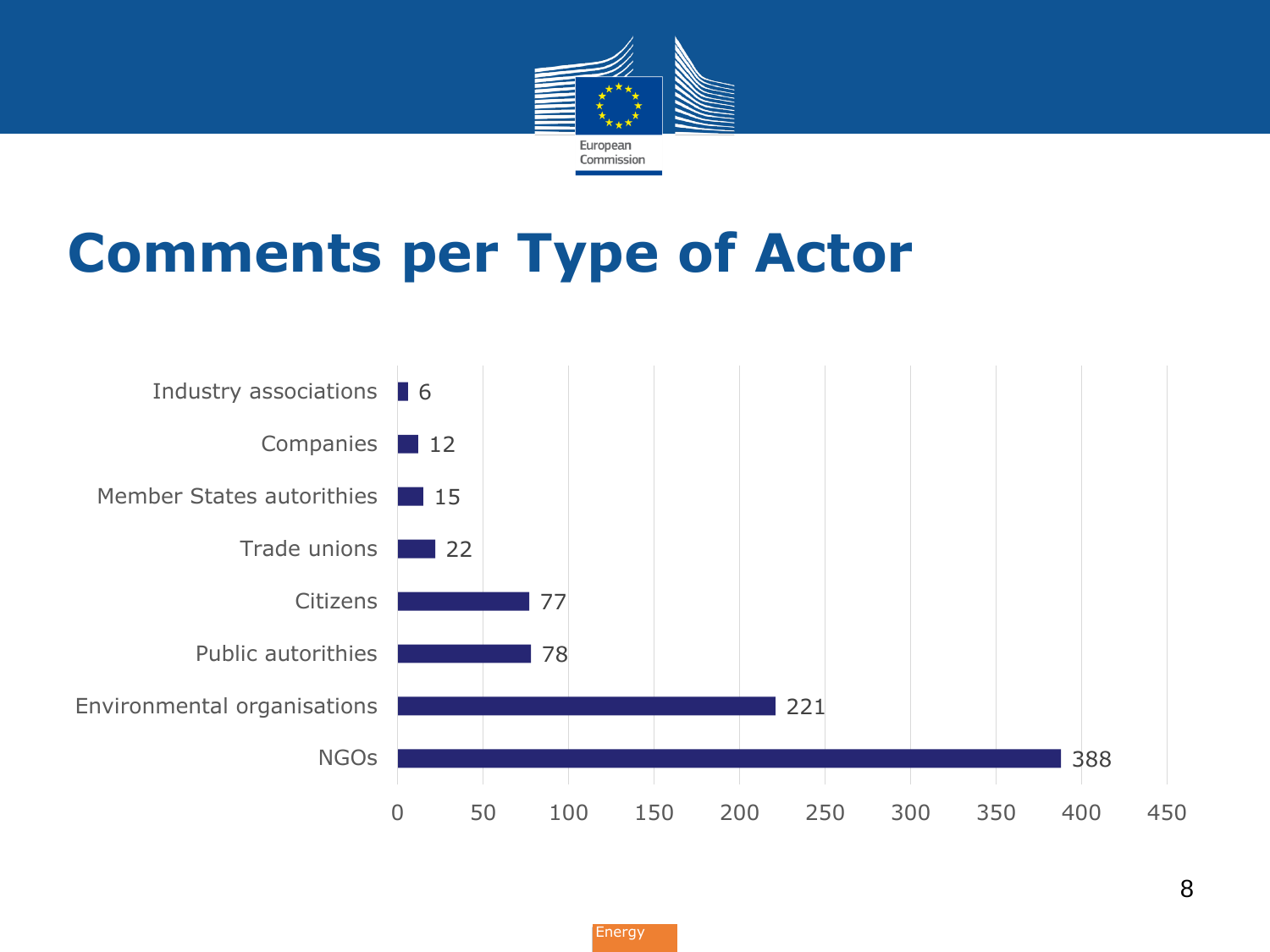# Comments per Type of Actor

| Type of Actor | Comments |
|---|---|
| Industry associations | 6 |
| Companies | 12 |
| Member States autorithies | 15 |
| Trade unions | 22 |
| Citizens | 77 |
| Public autorithies | 78 |
| Environmental organisations | 221 |
| NGOs | 388 |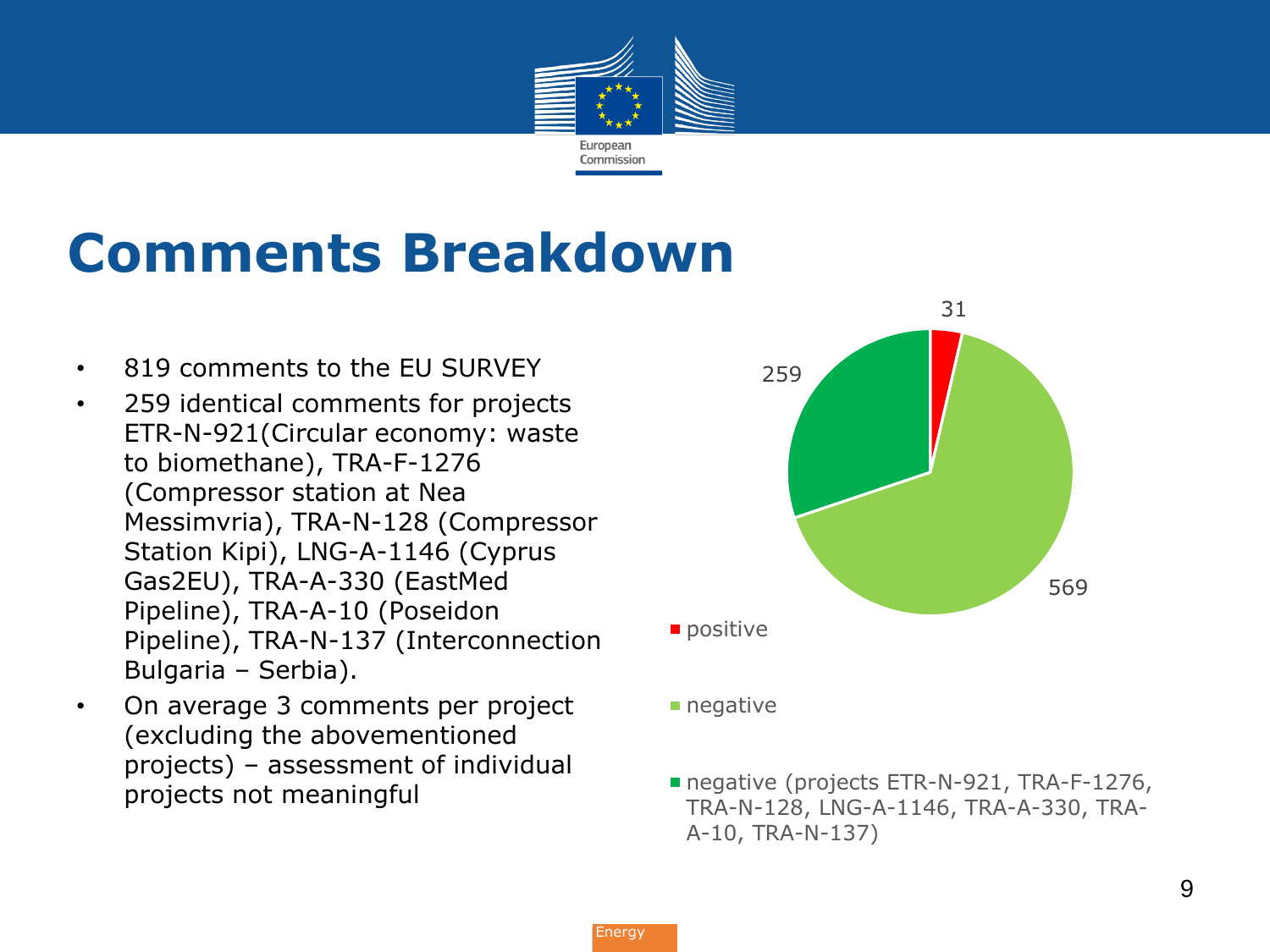# Comments Breakdown

- 819 comments to the EU SURVEY
- 259 identical comments for projects ETR-N-921(Circular economy: waste to biomethane), TRA-F-1276 (Compressor station at Nea Messimvria), TRA-N-128 (Compressor Station Kipi), LNG-A-1146 (Cyprus Gas2EU), TRA-A-330 (EastMed Pipeline), TRA-A-10 (Poseidon Pipeline), TRA-N-137 (Interconnection Bulgaria – Serbia).
- On average 3 comments per project (excluding the abovementioned projects) – assessment of individual projects not meaningful

| Category | Comments |
| --- | --- |
| positive | 31 |
| negative | 569 |
| negative (projects ETR-N-921, TRA-F-1276, TRA-N-128, LNG-A-1146, TRA-A-330, TRA-A-10, TRA-N-137) | 259 |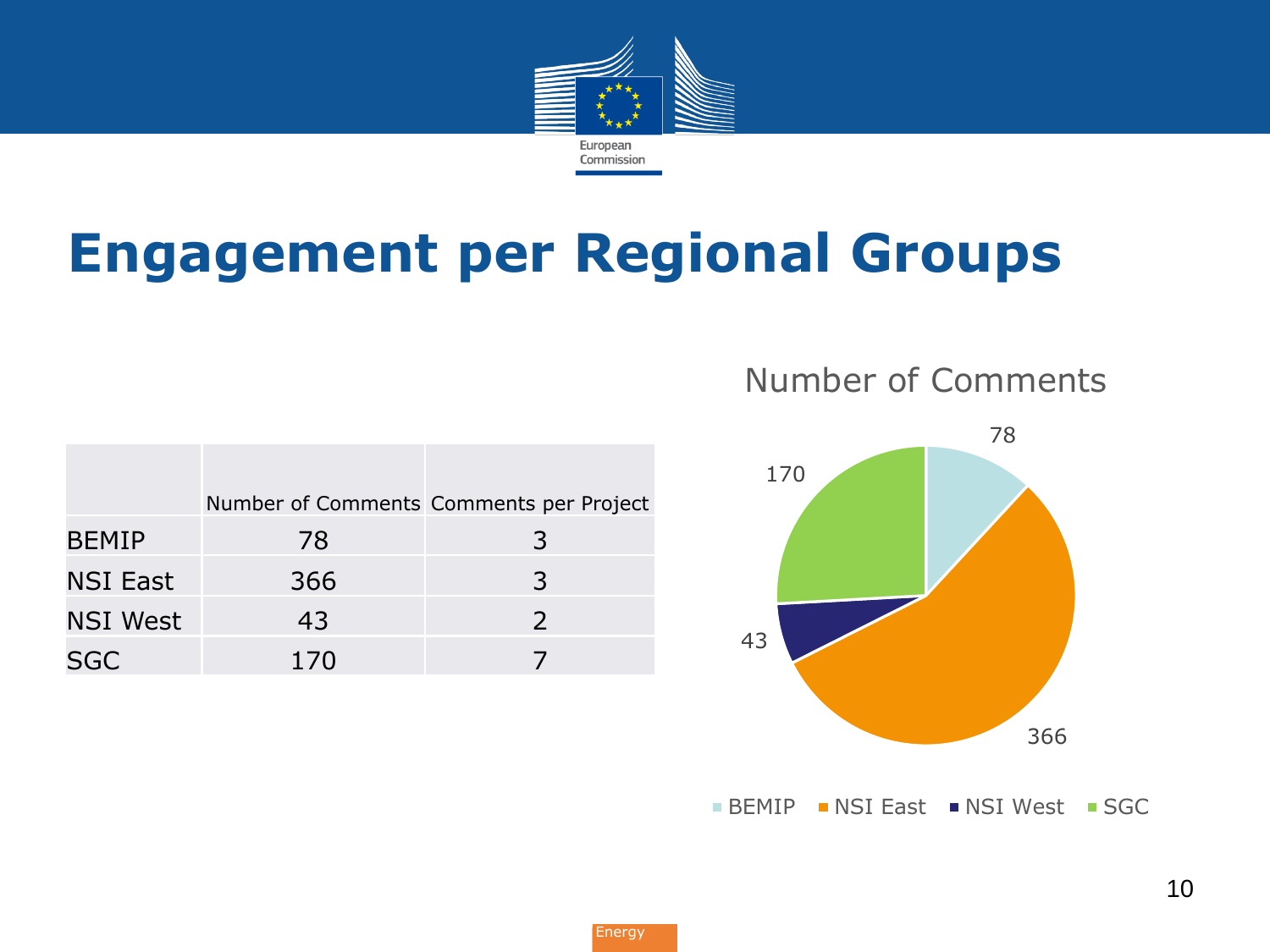# Engagement per Regional Groups

| | Number of Comments | Comments per Project |
|---|---|---|
| BEMIP | 78 | 3 |
| NSI East | 366 | 3 |
| NSI West | 43 | 2 |
| SGC | 170 | 7 |

Number of Comments

78

170

43

366

BEMIP NSI East NSI West SGC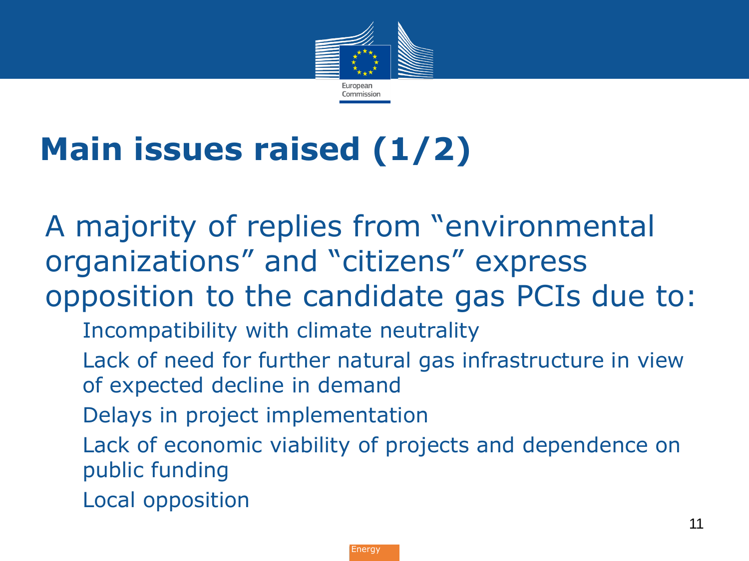# Main issues raised (1/2)

A majority of replies from "environmental organizations" and "citizens" express opposition to the candidate gas PCIs due to:

- Incompatibility with climate neutrality
- Lack of need for further natural gas infrastructure in view of expected decline in demand
- Delays in project implementation
- Lack of economic viability of projects and dependence on public funding
- Local opposition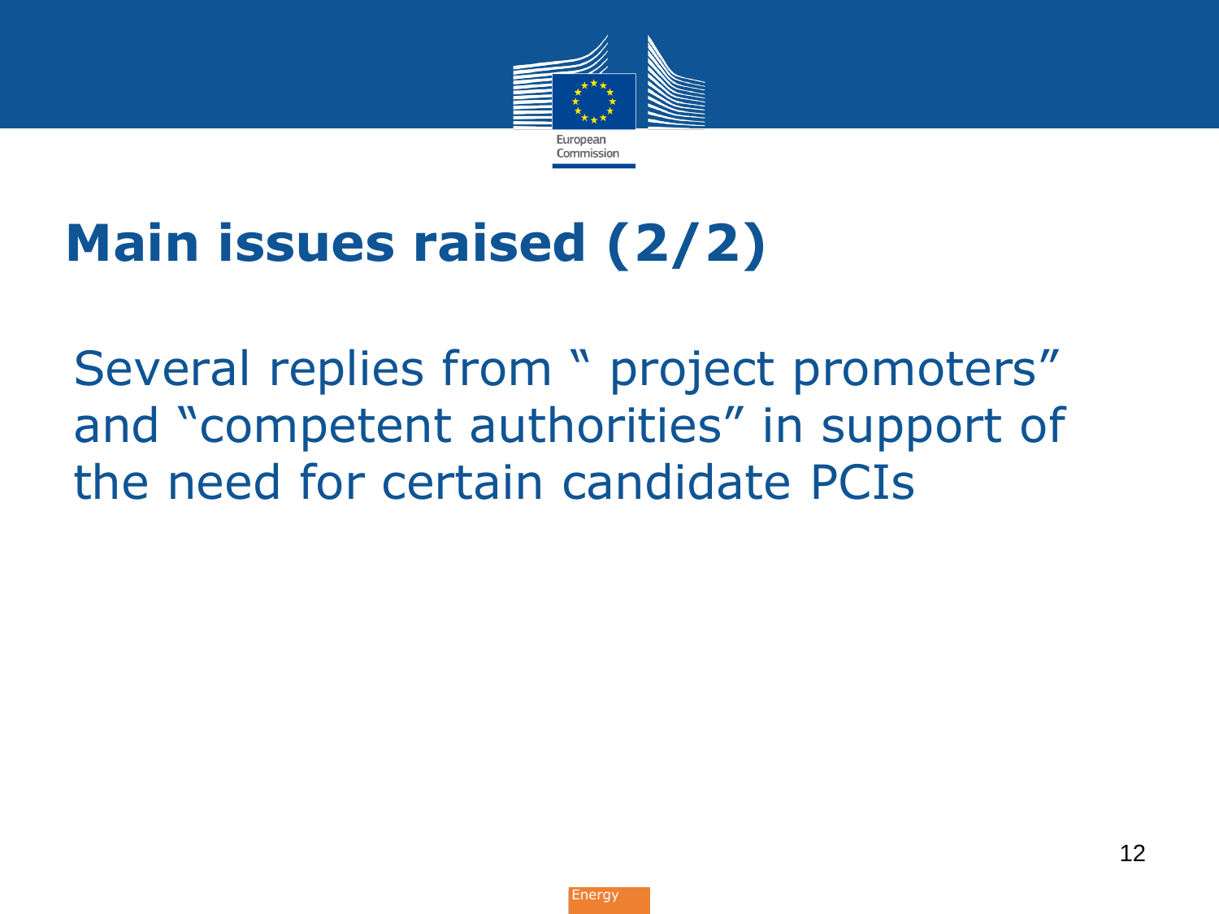# Main issues raised (2/2)

Several replies from " project promoters" and "competent authorities" in support of the need for certain candidate PCIs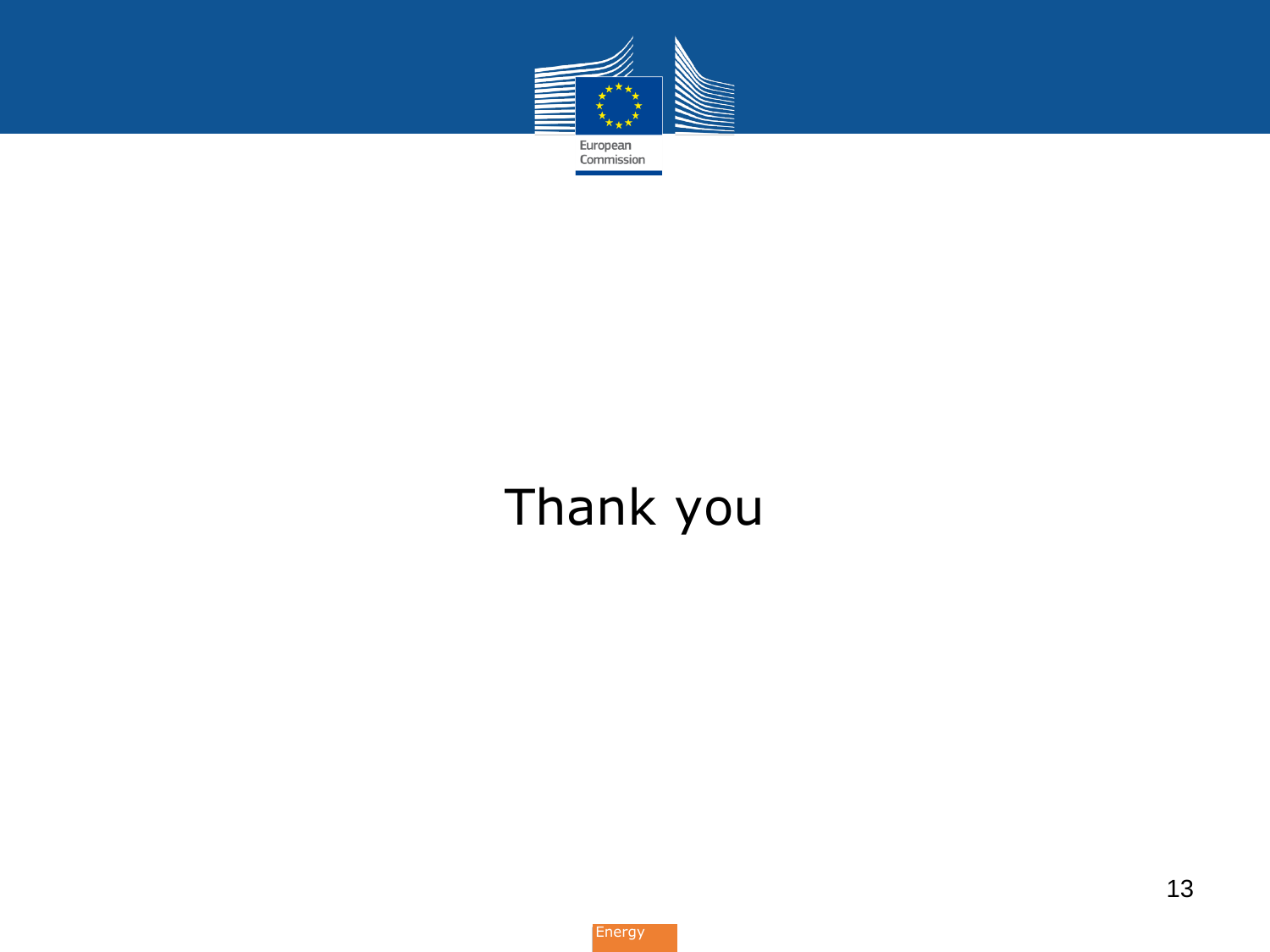# Thank you